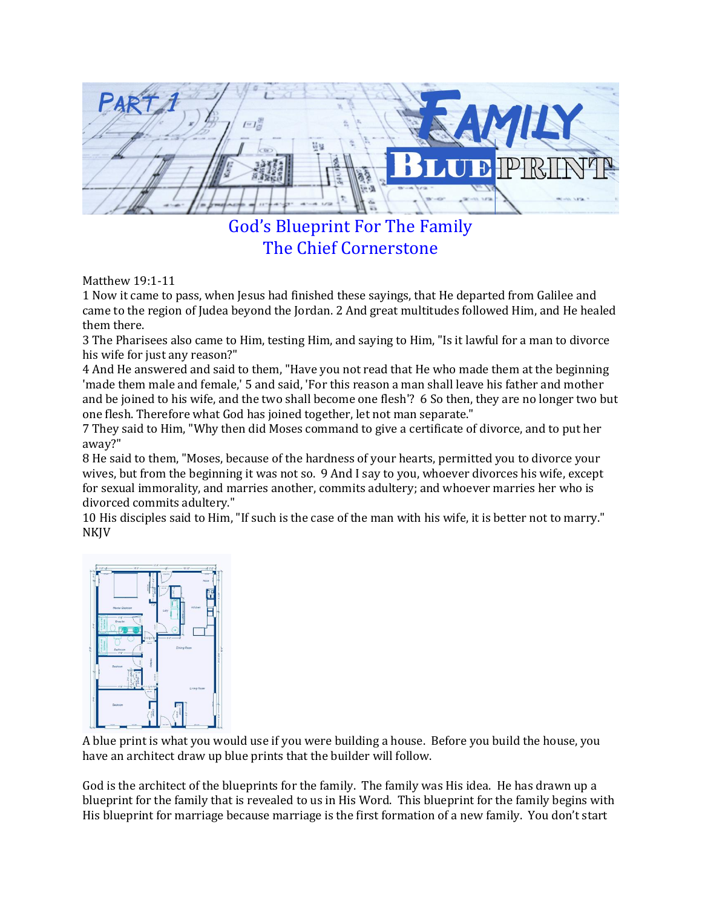# God's Blueprint For The Family
## The Chief Cornerstone

Matthew 19:1-11

1 Now it came to pass, when Jesus had finished these sayings, that He departed from Galilee and came to the region of Judea beyond the Jordan. 2 And great multitudes followed Him, and He healed them there.

3 The Pharisees also came to Him, testing Him, and saying to Him, "Is it lawful for a man to divorce his wife for just any reason?"

4 And He answered and said to them, "Have you not read that He who made them at the beginning 'made them male and female,' 5 and said, 'For this reason a man shall leave his father and mother and be joined to his wife, and the two shall become one flesh'? 6 So then, they are no longer two but one flesh. Therefore what God has joined together, let not man separate."

7 They said to Him, "Why then did Moses command to give a certificate of divorce, and to put her away?"

8 He said to them, "Moses, because of the hardness of your hearts, permitted you to divorce your wives, but from the beginning it was not so. 9 And I say to you, whoever divorces his wife, except for sexual immorality, and marries another, commits adultery; and whoever marries her who is divorced commits adultery."

10 His disciples said to Him, "If such is the case of the man with his wife, it is better not to marry."

NKJV

A blue print is what you would use if you were building a house. Before you build the house, you have an architect draw up blue prints that the builder will follow.

God is the architect of the blueprints for the family. The family was His idea. He has drawn up a blueprint for the family that is revealed to us in His Word. This blueprint for the family begins with His blueprint for marriage because marriage is the first formation of a new family. You don't start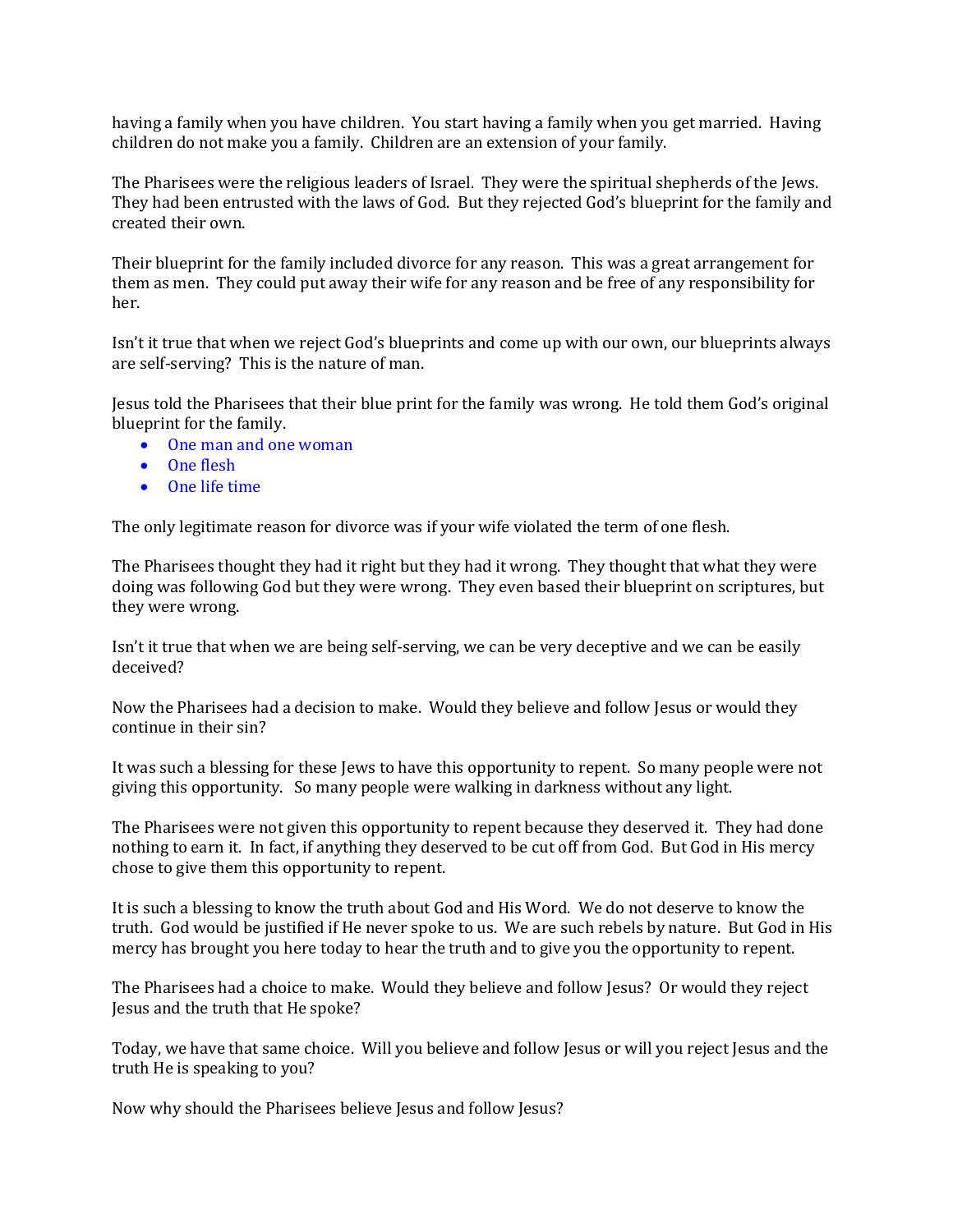having a family when you have children. You start having a family when you get married. Having children do not make you a family. Children are an extension of your family.

The Pharisees were the religious leaders of Israel. They were the spiritual shepherds of the Jews. They had been entrusted with the laws of God. But they rejected God's blueprint for the family and created their own.

Their blueprint for the family included divorce for any reason. This was a great arrangement for them as men. They could put away their wife for any reason and be free of any responsibility for her.

Isn't it true that when we reject God's blueprints and come up with our own, our blueprints always are self-serving? This is the nature of man.

Jesus told the Pharisees that their blue print for the family was wrong. He told them God's original blueprint for the family.

- One man and one woman
- One flesh
- One life time

The only legitimate reason for divorce was if your wife violated the term of one flesh.

The Pharisees thought they had it right but they had it wrong. They thought that what they were doing was following God but they were wrong. They even based their blueprint on scriptures, but they were wrong.

Isn't it true that when we are being self-serving, we can be very deceptive and we can be easily deceived?

Now the Pharisees had a decision to make. Would they believe and follow Jesus or would they continue in their sin?

It was such a blessing for these Jews to have this opportunity to repent. So many people were not giving this opportunity. So many people were walking in darkness without any light.

The Pharisees were not given this opportunity to repent because they deserved it. They had done nothing to earn it. In fact, if anything they deserved to be cut off from God. But God in His mercy chose to give them this opportunity to repent.

It is such a blessing to know the truth about God and His Word. We do not deserve to know the truth. God would be justified if He never spoke to us. We are such rebels by nature. But God in His mercy has brought you here today to hear the truth and to give you the opportunity to repent.

The Pharisees had a choice to make. Would they believe and follow Jesus? Or would they reject Jesus and the truth that He spoke?

Today, we have that same choice. Will you believe and follow Jesus or will you reject Jesus and the truth He is speaking to you?

Now why should the Pharisees believe Jesus and follow Jesus?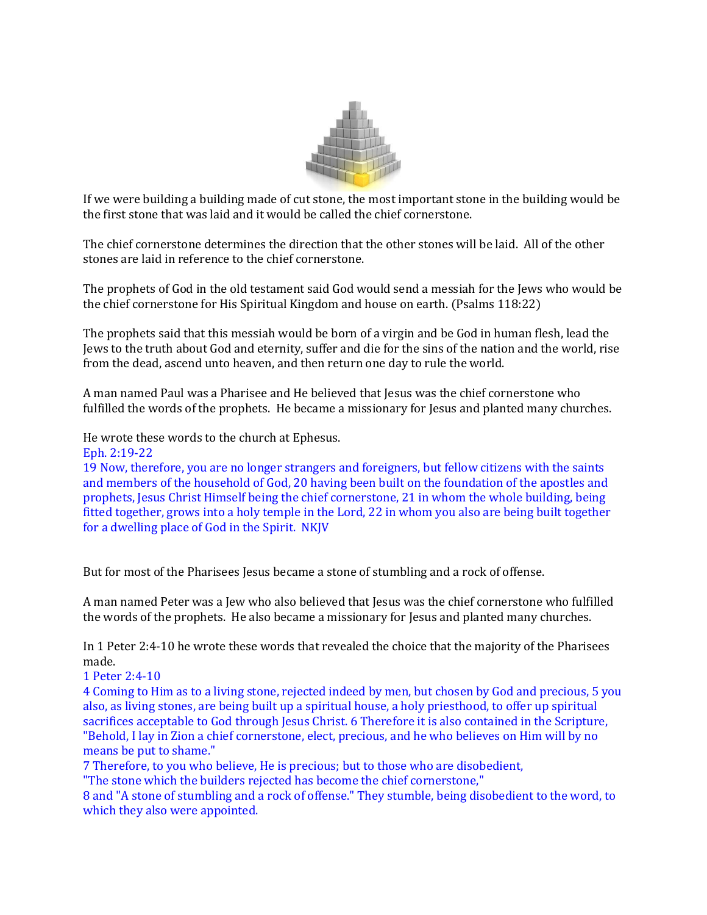If we were building a building made of cut stone, the most important stone in the building would be the first stone that was laid and it would be called the chief cornerstone.

The chief cornerstone determines the direction that the other stones will be laid. All of the other stones are laid in reference to the chief cornerstone.

The prophets of God in the old testament said God would send a messiah for the Jews who would be the chief cornerstone for His Spiritual Kingdom and house on earth. (Psalms 118:22)

The prophets said that this messiah would be born of a virgin and be God in human flesh, lead the Jews to the truth about God and eternity, suffer and die for the sins of the nation and the world, rise from the dead, ascend unto heaven, and then return one day to rule the world.

A man named Paul was a Pharisee and He believed that Jesus was the chief cornerstone who fulfilled the words of the prophets. He became a missionary for Jesus and planted many churches.

He wrote these words to the church at Ephesus.
Eph. 2:19-22
19 Now, therefore, you are no longer strangers and foreigners, but fellow citizens with the saints and members of the household of God, 20 having been built on the foundation of the apostles and prophets, Jesus Christ Himself being the chief cornerstone, 21 in whom the whole building, being fitted together, grows into a holy temple in the Lord, 22 in whom you also are being built together for a dwelling place of God in the Spirit. NKJV

But for most of the Pharisees Jesus became a stone of stumbling and a rock of offense.

A man named Peter was a Jew who also believed that Jesus was the chief cornerstone who fulfilled the words of the prophets. He also became a missionary for Jesus and planted many churches.

In 1 Peter 2:4-10 he wrote these words that revealed the choice that the majority of the Pharisees made.
1 Peter 2:4-10
4 Coming to Him as to a living stone, rejected indeed by men, but chosen by God and precious, 5 you also, as living stones, are being built up a spiritual house, a holy priesthood, to offer up spiritual sacrifices acceptable to God through Jesus Christ. 6 Therefore it is also contained in the Scripture, "Behold, I lay in Zion a chief cornerstone, elect, precious, and he who believes on Him will by no means be put to shame."
7 Therefore, to you who believe, He is precious; but to those who are disobedient,
"The stone which the builders rejected has become the chief cornerstone,"
8 and "A stone of stumbling and a rock of offense." They stumble, being disobedient to the word, to which they also were appointed.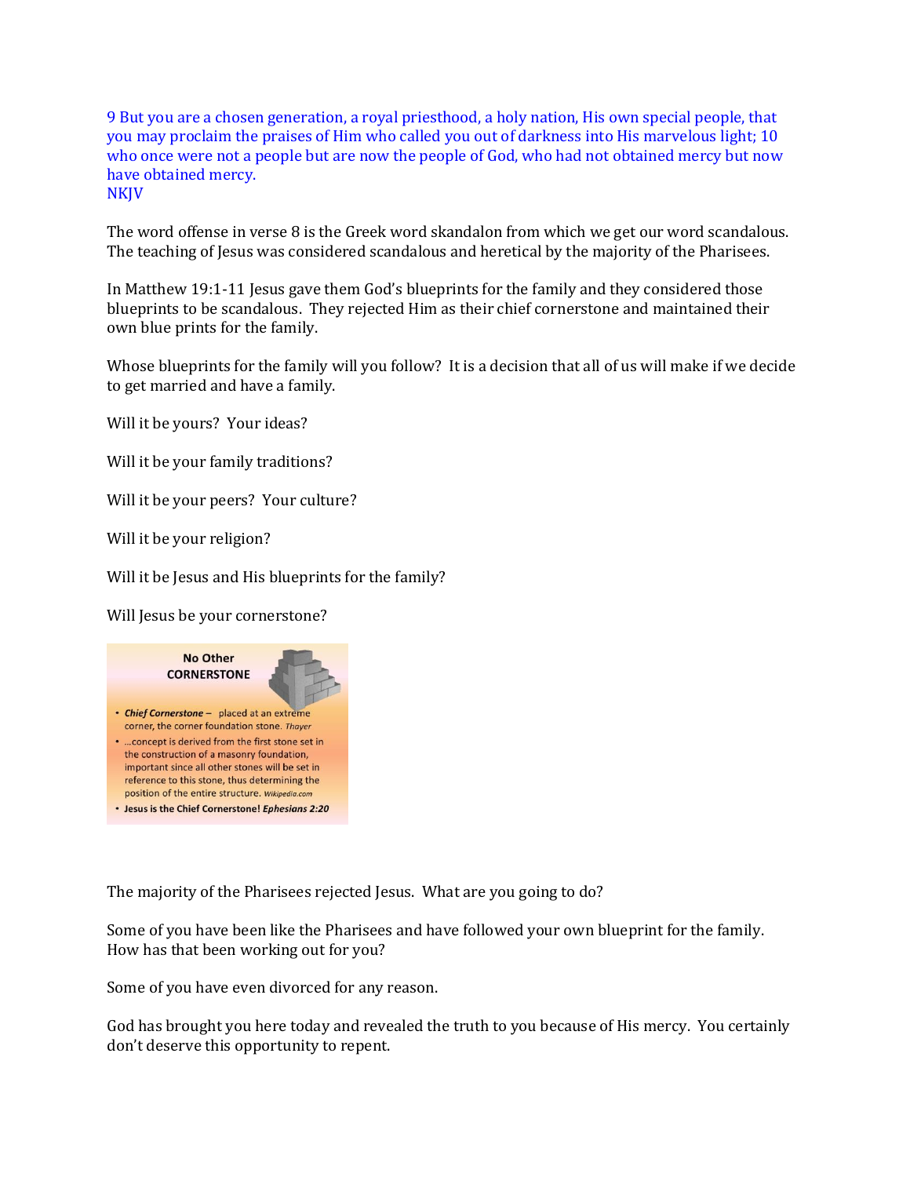9 But you are a chosen generation, a royal priesthood, a holy nation, His own special people, that you may proclaim the praises of Him who called you out of darkness into His marvelous light; 10 who once were not a people but are now the people of God, who had not obtained mercy but now have obtained mercy.
NKJV

The word offense in verse 8 is the Greek word skandalon from which we get our word scandalous. The teaching of Jesus was considered scandalous and heretical by the majority of the Pharisees.

In Matthew 19:1-11 Jesus gave them God's blueprints for the family and they considered those blueprints to be scandalous. They rejected Him as their chief cornerstone and maintained their own blue prints for the family.

Whose blueprints for the family will you follow? It is a decision that all of us will make if we decide to get married and have a family.

Will it be yours? Your ideas?

Will it be your family traditions?

Will it be your peers? Your culture?

Will it be your religion?

Will it be Jesus and His blueprints for the family?

Will Jesus be your cornerstone?

**No Other CORNERSTONE**

- ***Chief Cornerstone*** – placed at an extreme corner, the corner foundation stone. *Thayer*
- …concept is derived from the first stone set in the construction of a masonry foundation, important since all other stones will be set in reference to this stone, thus determining the position of the entire structure. *Wikipedia.com*
- **Jesus is the Chief Cornerstone! *Ephesians 2:20***

The majority of the Pharisees rejected Jesus. What are you going to do?

Some of you have been like the Pharisees and have followed your own blueprint for the family. How has that been working out for you?

Some of you have even divorced for any reason.

God has brought you here today and revealed the truth to you because of His mercy. You certainly don't deserve this opportunity to repent.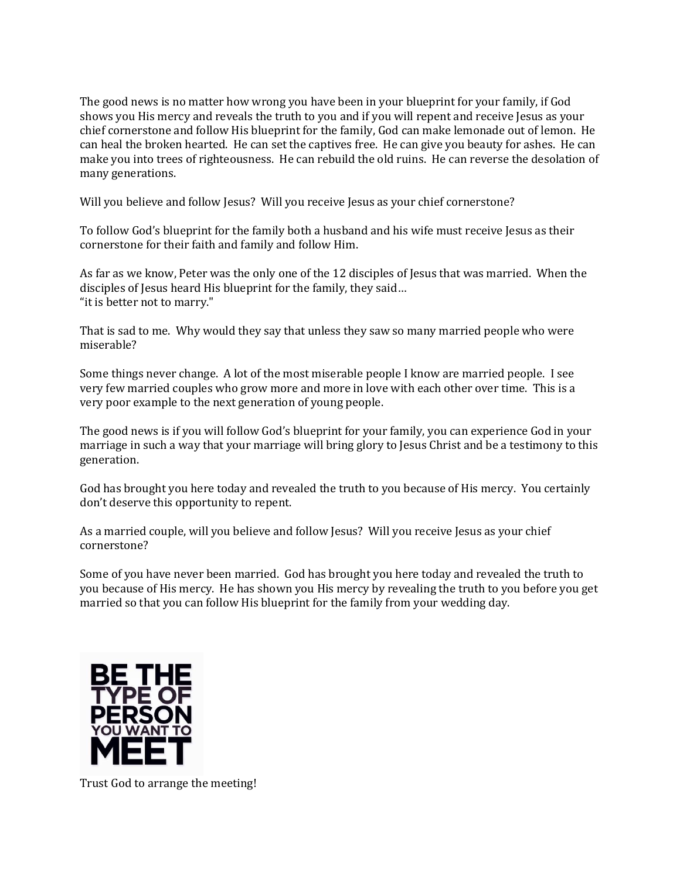The good news is no matter how wrong you have been in your blueprint for your family, if God shows you His mercy and reveals the truth to you and if you will repent and receive Jesus as your chief cornerstone and follow His blueprint for the family, God can make lemonade out of lemon. He can heal the broken hearted. He can set the captives free. He can give you beauty for ashes. He can make you into trees of righteousness. He can rebuild the old ruins. He can reverse the desolation of many generations.

Will you believe and follow Jesus? Will you receive Jesus as your chief cornerstone?

To follow God's blueprint for the family both a husband and his wife must receive Jesus as their cornerstone for their faith and family and follow Him.

As far as we know, Peter was the only one of the 12 disciples of Jesus that was married. When the disciples of Jesus heard His blueprint for the family, they said…
"it is better not to marry."

That is sad to me. Why would they say that unless they saw so many married people who were miserable?

Some things never change. A lot of the most miserable people I know are married people. I see very few married couples who grow more and more in love with each other over time. This is a very poor example to the next generation of young people.

The good news is if you will follow God's blueprint for your family, you can experience God in your marriage in such a way that your marriage will bring glory to Jesus Christ and be a testimony to this generation.

God has brought you here today and revealed the truth to you because of His mercy. You certainly don't deserve this opportunity to repent.

As a married couple, will you believe and follow Jesus? Will you receive Jesus as your chief cornerstone?

Some of you have never been married. God has brought you here today and revealed the truth to you because of His mercy. He has shown you His mercy by revealing the truth to you before you get married so that you can follow His blueprint for the family from your wedding day.

**BE THE TYPE OF PERSON YOU WANT TO MEET**

Trust God to arrange the meeting!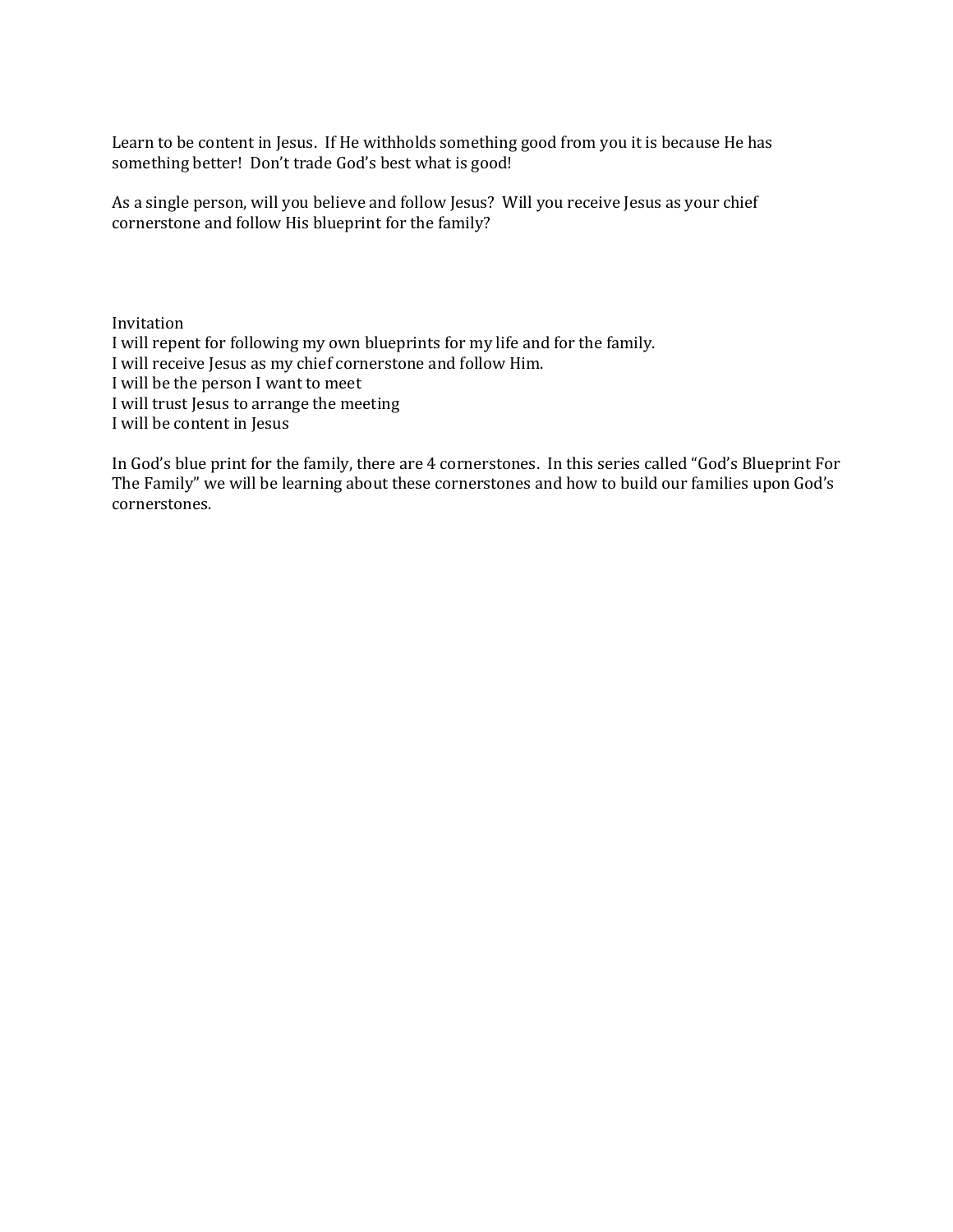Learn to be content in Jesus. If He withholds something good from you it is because He has something better! Don't trade God's best what is good!

As a single person, will you believe and follow Jesus? Will you receive Jesus as your chief cornerstone and follow His blueprint for the family?

Invitation
I will repent for following my own blueprints for my life and for the family.
I will receive Jesus as my chief cornerstone and follow Him.
I will be the person I want to meet
I will trust Jesus to arrange the meeting
I will be content in Jesus

In God's blue print for the family, there are 4 cornerstones. In this series called "God's Blueprint For The Family" we will be learning about these cornerstones and how to build our families upon God's cornerstones.